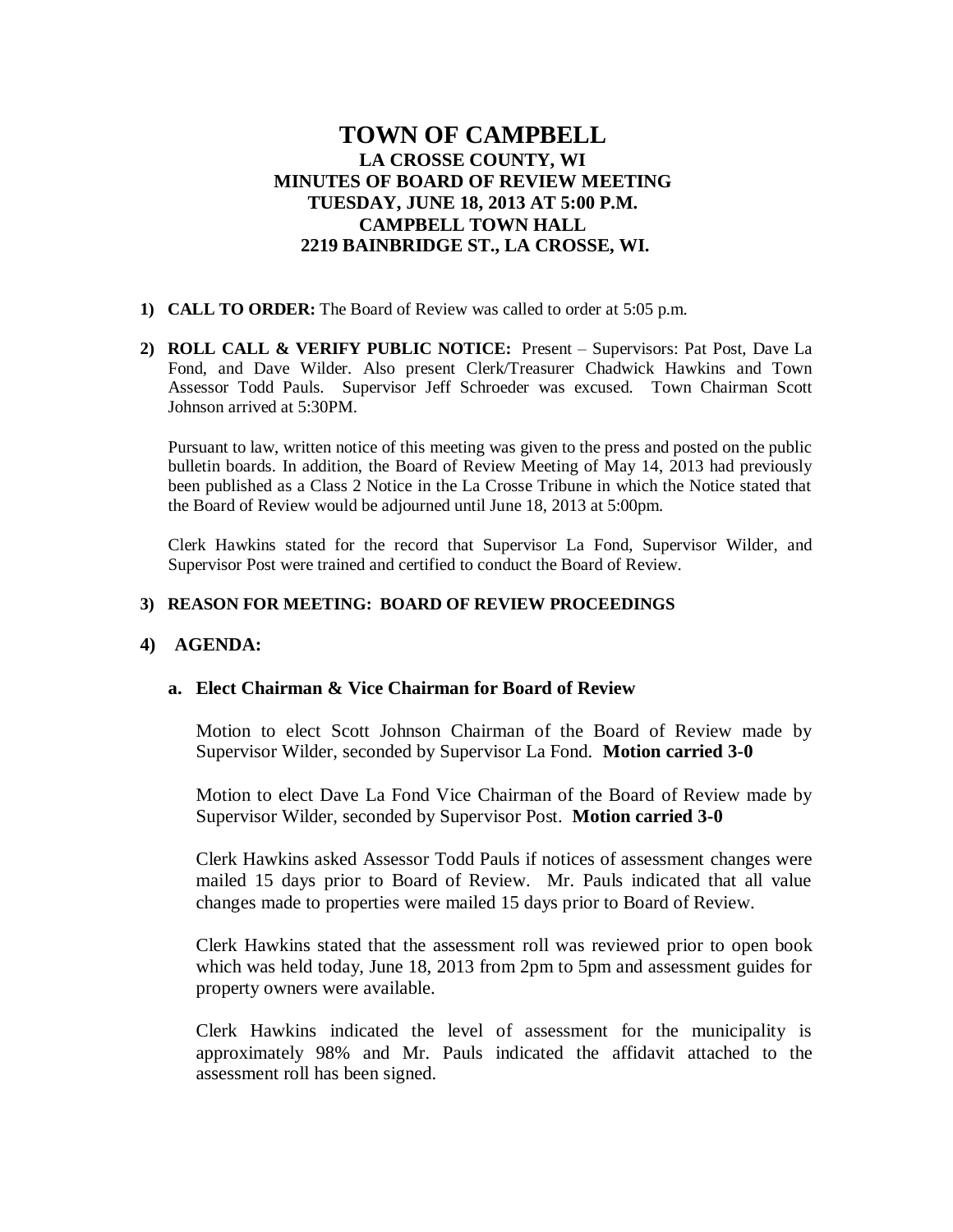# TOWN OF CAMPBELL

## LA CROSSE COUNTY, WI
## MINUTES OF BOARD OF REVIEW MEETING
## TUESDAY, JUNE 18, 2013 AT 5:00 P.M.
## CAMPBELL TOWN HALL
## 2219 BAINBRIDGE ST., LA CROSSE, WI.

1) **CALL TO ORDER:** The Board of Review was called to order at 5:05 p.m.

2) **ROLL CALL & VERIFY PUBLIC NOTICE:** Present – Supervisors: Pat Post, Dave La Fond, and Dave Wilder. Also present Clerk/Treasurer Chadwick Hawkins and Town Assessor Todd Pauls. Supervisor Jeff Schroeder was excused. Town Chairman Scott Johnson arrived at 5:30PM.

   Pursuant to law, written notice of this meeting was given to the press and posted on the public bulletin boards. In addition, the Board of Review Meeting of May 14, 2013 had previously been published as a Class 2 Notice in the La Crosse Tribune in which the Notice stated that the Board of Review would be adjourned until June 18, 2013 at 5:00pm.

   Clerk Hawkins stated for the record that Supervisor La Fond, Supervisor Wilder, and Supervisor Post were trained and certified to conduct the Board of Review.

3) **REASON FOR MEETING: BOARD OF REVIEW PROCEEDINGS**

4) **AGENDA:**

   **a. Elect Chairman & Vice Chairman for Board of Review**

   Motion to elect Scott Johnson Chairman of the Board of Review made by Supervisor Wilder, seconded by Supervisor La Fond. **Motion carried 3-0**

   Motion to elect Dave La Fond Vice Chairman of the Board of Review made by Supervisor Wilder, seconded by Supervisor Post. **Motion carried 3-0**

   Clerk Hawkins asked Assessor Todd Pauls if notices of assessment changes were mailed 15 days prior to Board of Review. Mr. Pauls indicated that all value changes made to properties were mailed 15 days prior to Board of Review.

   Clerk Hawkins stated that the assessment roll was reviewed prior to open book which was held today, June 18, 2013 from 2pm to 5pm and assessment guides for property owners were available.

   Clerk Hawkins indicated the level of assessment for the municipality is approximately 98% and Mr. Pauls indicated the affidavit attached to the assessment roll has been signed.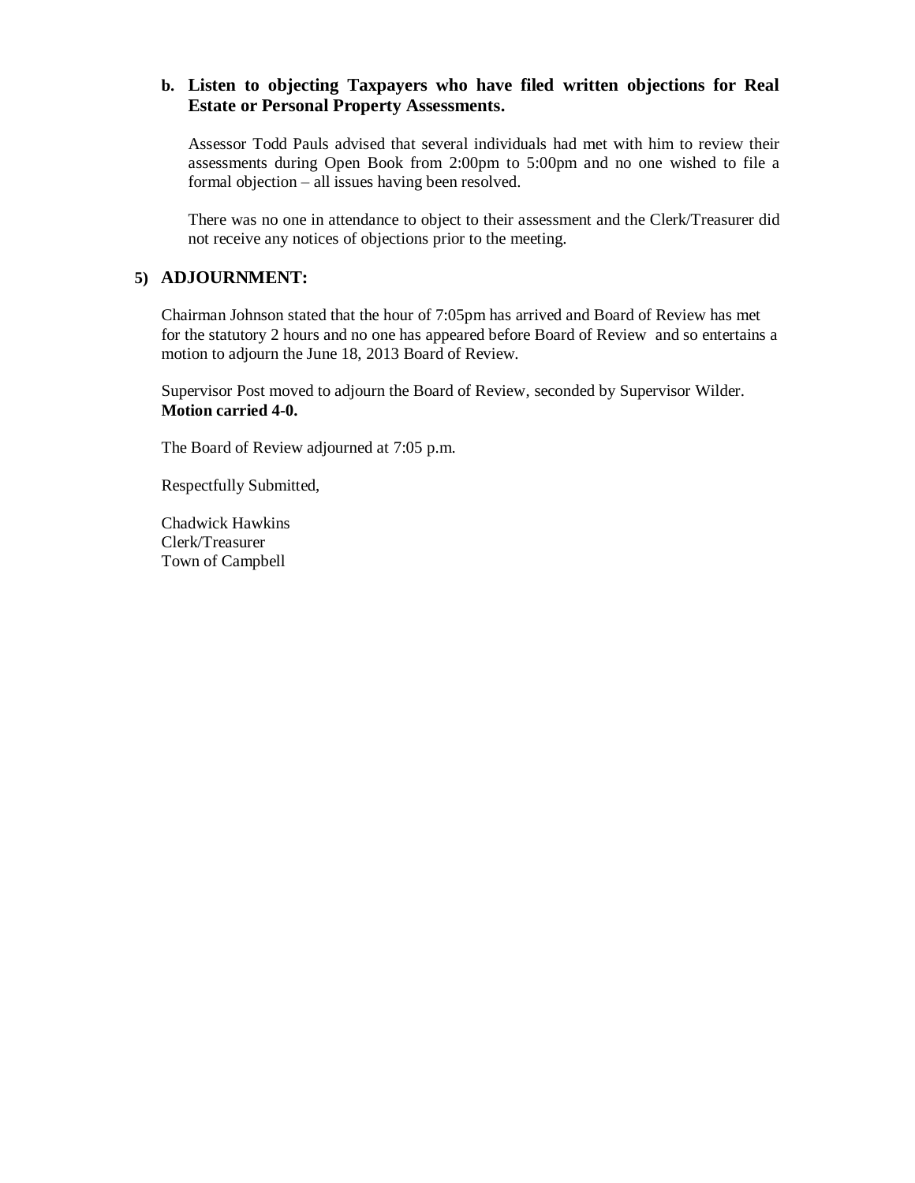**b. Listen to objecting Taxpayers who have filed written objections for Real Estate or Personal Property Assessments.**

Assessor Todd Pauls advised that several individuals had met with him to review their assessments during Open Book from 2:00pm to 5:00pm and no one wished to file a formal objection – all issues having been resolved.

There was no one in attendance to object to their assessment and the Clerk/Treasurer did not receive any notices of objections prior to the meeting.

## 5) ADJOURNMENT:

Chairman Johnson stated that the hour of 7:05pm has arrived and Board of Review has met for the statutory 2 hours and no one has appeared before Board of Review and so entertains a motion to adjourn the June 18, 2013 Board of Review.

Supervisor Post moved to adjourn the Board of Review, seconded by Supervisor Wilder. **Motion carried 4-0.**

The Board of Review adjourned at 7:05 p.m.

Respectfully Submitted,

Chadwick Hawkins
Clerk/Treasurer
Town of Campbell